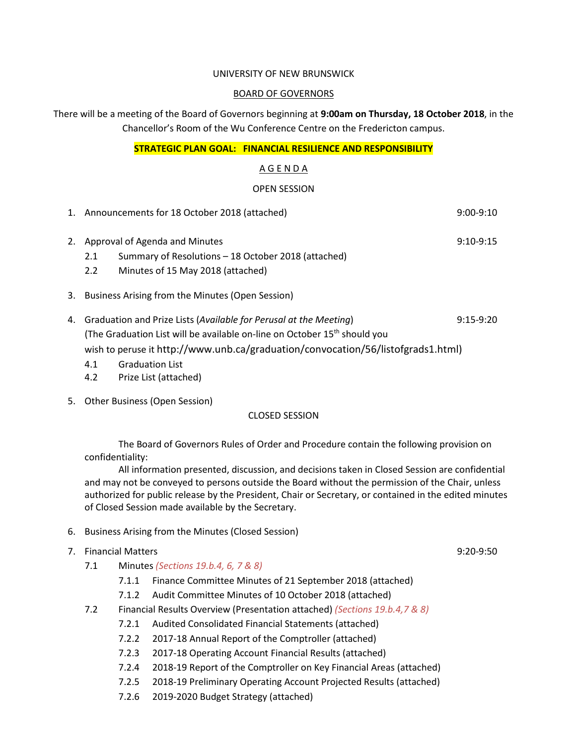UNIVERSITY OF NEW BRUNSWICK

BOARD OF GOVERNORS

There will be a meeting of the Board of Governors beginning at **9:00am on Thursday, 18 October 2018**, in the Chancellor's Room of the Wu Conference Centre on the Fredericton campus.

**STRATEGIC PLAN GOAL: FINANCIAL RESILIENCE AND RESPONSIBILITY**

A G E N D A

OPEN SESSION

1. Announcements for 18 October 2018 (attached) — 9:00-9:10

2. Approval of Agenda and Minutes — 9:10-9:15
   - 2.1 Summary of Resolutions – 18 October 2018 (attached)
   - 2.2 Minutes of 15 May 2018 (attached)

3. Business Arising from the Minutes (Open Session)

4. Graduation and Prize Lists (*Available for Perusal at the Meeting*) — 9:15-9:20
   (The Graduation List will be available on-line on October 15th should you wish to peruse it http://www.unb.ca/graduation/convocation/56/listofgrads1.html)
   - 4.1 Graduation List
   - 4.2 Prize List (attached)

5. Other Business (Open Session)

CLOSED SESSION

The Board of Governors Rules of Order and Procedure contain the following provision on confidentiality:

All information presented, discussion, and decisions taken in Closed Session are confidential and may not be conveyed to persons outside the Board without the permission of the Chair, unless authorized for public release by the President, Chair or Secretary, or contained in the edited minutes of Closed Session made available by the Secretary.

6. Business Arising from the Minutes (Closed Session)

7. Financial Matters — 9:20-9:50
   - 7.1 Minutes *(Sections 19.b.4, 6, 7 & 8)*
     - 7.1.1 Finance Committee Minutes of 21 September 2018 (attached)
     - 7.1.2 Audit Committee Minutes of 10 October 2018 (attached)
   - 7.2 Financial Results Overview (Presentation attached) *(Sections 19.b.4,7 & 8)*
     - 7.2.1 Audited Consolidated Financial Statements (attached)
     - 7.2.2 2017-18 Annual Report of the Comptroller (attached)
     - 7.2.3 2017-18 Operating Account Financial Results (attached)
     - 7.2.4 2018-19 Report of the Comptroller on Key Financial Areas (attached)
     - 7.2.5 2018-19 Preliminary Operating Account Projected Results (attached)
     - 7.2.6 2019-2020 Budget Strategy (attached)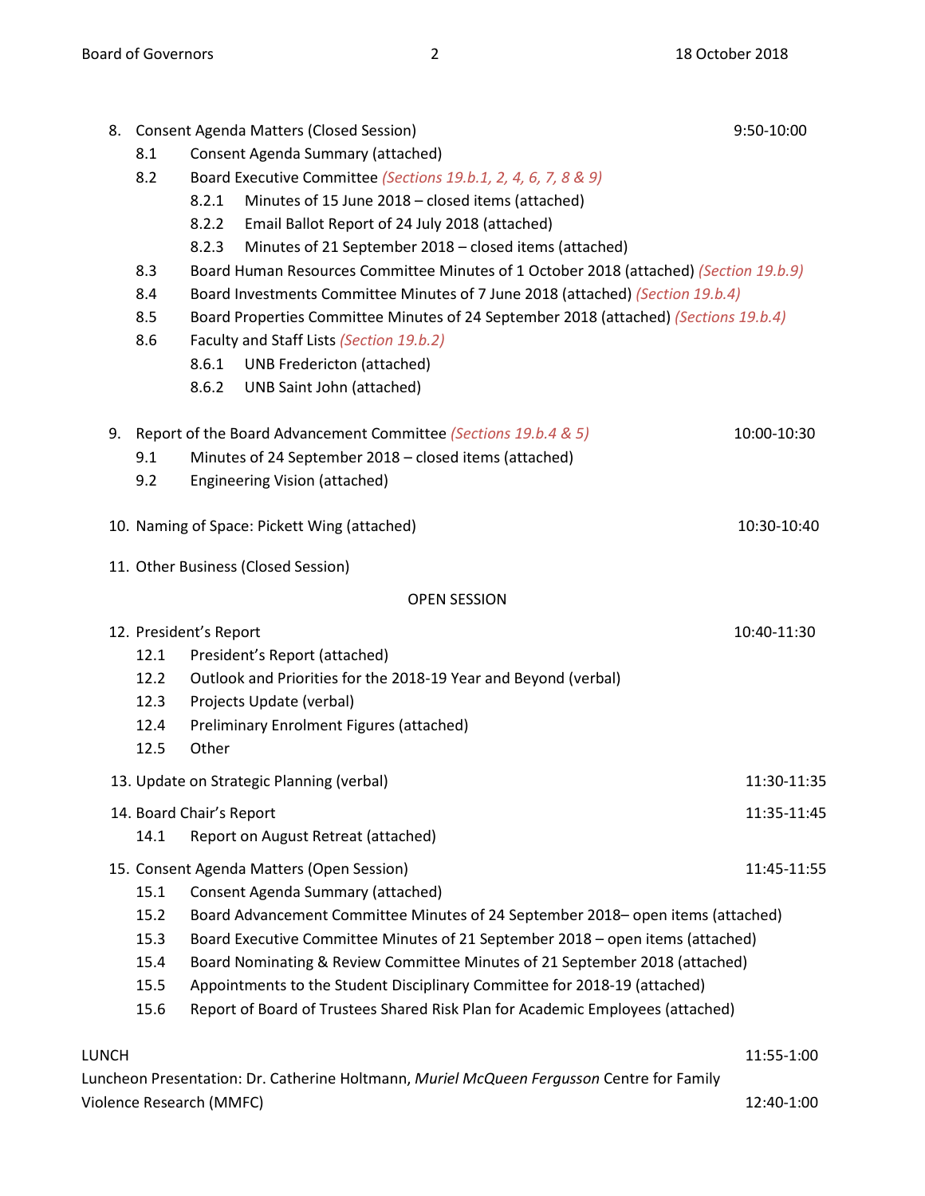8. Consent Agenda Matters (Closed Session) 9:50-10:00
   - 8.1 Consent Agenda Summary (attached)
   - 8.2 Board Executive Committee *(Sections 19.b.1, 2, 4, 6, 7, 8 & 9)*
     - 8.2.1 Minutes of 15 June 2018 – closed items (attached)
     - 8.2.2 Email Ballot Report of 24 July 2018 (attached)
     - 8.2.3 Minutes of 21 September 2018 – closed items (attached)
   - 8.3 Board Human Resources Committee Minutes of 1 October 2018 (attached) *(Section 19.b.9)*
   - 8.4 Board Investments Committee Minutes of 7 June 2018 (attached) *(Section 19.b.4)*
   - 8.5 Board Properties Committee Minutes of 24 September 2018 (attached) *(Sections 19.b.4)*
   - 8.6 Faculty and Staff Lists *(Section 19.b.2)*
     - 8.6.1 UNB Fredericton (attached)
     - 8.6.2 UNB Saint John (attached)

9. Report of the Board Advancement Committee *(Sections 19.b.4 & 5)* 10:00-10:30
   - 9.1 Minutes of 24 September 2018 – closed items (attached)
   - 9.2 Engineering Vision (attached)

10. Naming of Space: Pickett Wing (attached) 10:30-10:40

11. Other Business (Closed Session)

OPEN SESSION

12. President's Report 10:40-11:30
    - 12.1 President's Report (attached)
    - 12.2 Outlook and Priorities for the 2018-19 Year and Beyond (verbal)
    - 12.3 Projects Update (verbal)
    - 12.4 Preliminary Enrolment Figures (attached)
    - 12.5 Other

13. Update on Strategic Planning (verbal) 11:30-11:35

14. Board Chair's Report 11:35-11:45
    - 14.1 Report on August Retreat (attached)

15. Consent Agenda Matters (Open Session) 11:45-11:55
    - 15.1 Consent Agenda Summary (attached)
    - 15.2 Board Advancement Committee Minutes of 24 September 2018– open items (attached)
    - 15.3 Board Executive Committee Minutes of 21 September 2018 – open items (attached)
    - 15.4 Board Nominating & Review Committee Minutes of 21 September 2018 (attached)
    - 15.5 Appointments to the Student Disciplinary Committee for 2018-19 (attached)
    - 15.6 Report of Board of Trustees Shared Risk Plan for Academic Employees (attached)

LUNCH 11:55-1:00

Luncheon Presentation: Dr. Catherine Holtmann, *Muriel McQueen Fergusson* Centre for Family Violence Research (MMFC) 12:40-1:00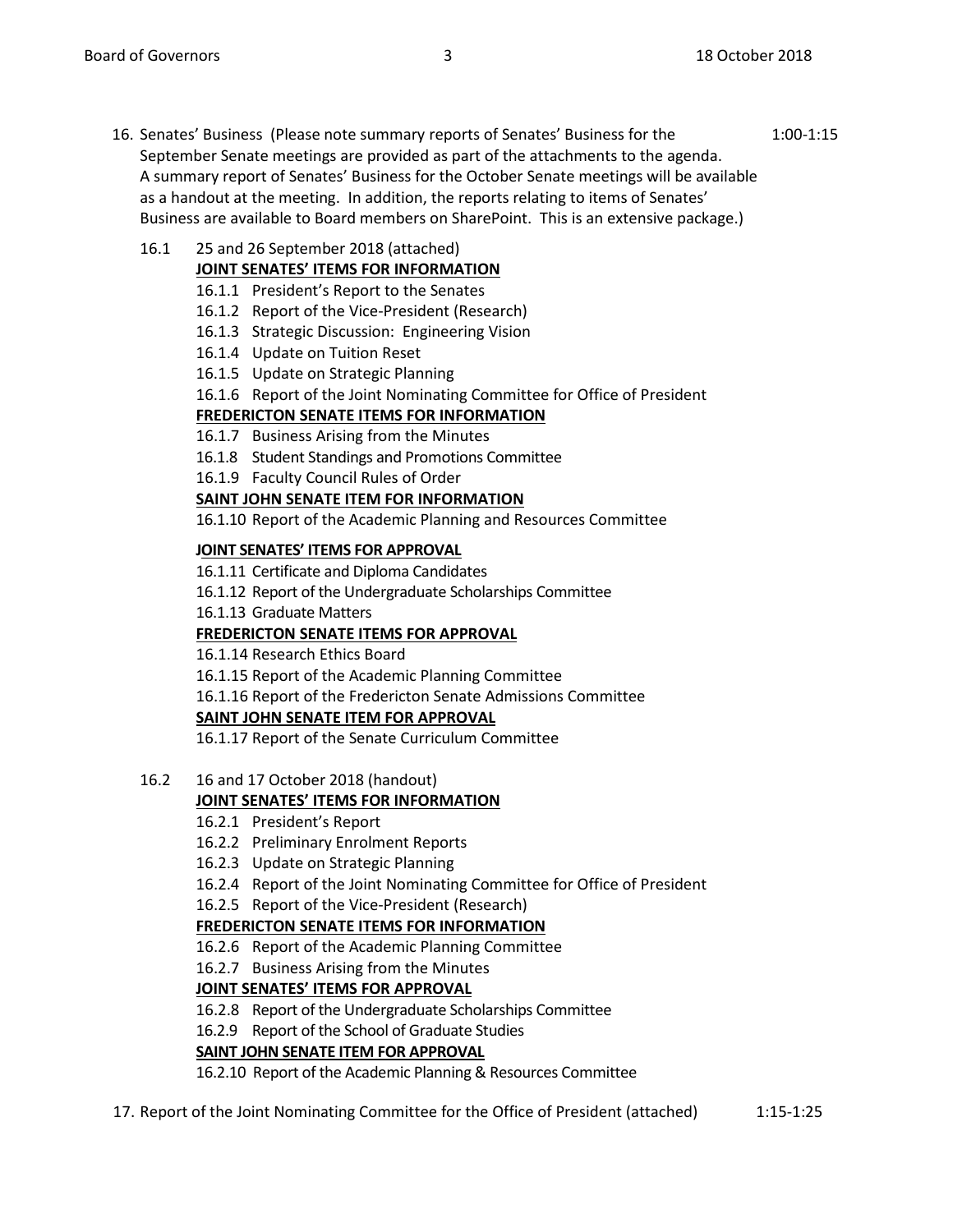16. Senates' Business (Please note summary reports of Senates' Business for the September Senate meetings are provided as part of the attachments to the agenda. A summary report of Senates' Business for the October Senate meetings will be available as a handout at the meeting. In addition, the reports relating to items of Senates' Business are available to Board members on SharePoint. This is an extensive package.) 1:00-1:15

    16.1 25 and 26 September 2018 (attached)

    **JOINT SENATES' ITEMS FOR INFORMATION**

    16.1.1 President's Report to the Senates
    16.1.2 Report of the Vice-President (Research)
    16.1.3 Strategic Discussion: Engineering Vision
    16.1.4 Update on Tuition Reset
    16.1.5 Update on Strategic Planning
    16.1.6 Report of the Joint Nominating Committee for Office of President

    **FREDERICTON SENATE ITEMS FOR INFORMATION**

    16.1.7 Business Arising from the Minutes
    16.1.8 Student Standings and Promotions Committee
    16.1.9 Faculty Council Rules of Order

    **SAINT JOHN SENATE ITEM FOR INFORMATION**

    16.1.10 Report of the Academic Planning and Resources Committee

    **JOINT SENATES' ITEMS FOR APPROVAL**

    16.1.11 Certificate and Diploma Candidates
    16.1.12 Report of the Undergraduate Scholarships Committee
    16.1.13 Graduate Matters

    **FREDERICTON SENATE ITEMS FOR APPROVAL**

    16.1.14 Research Ethics Board
    16.1.15 Report of the Academic Planning Committee
    16.1.16 Report of the Fredericton Senate Admissions Committee

    **SAINT JOHN SENATE ITEM FOR APPROVAL**

    16.1.17 Report of the Senate Curriculum Committee

    16.2 16 and 17 October 2018 (handout)

    **JOINT SENATES' ITEMS FOR INFORMATION**

    16.2.1 President's Report
    16.2.2 Preliminary Enrolment Reports
    16.2.3 Update on Strategic Planning
    16.2.4 Report of the Joint Nominating Committee for Office of President
    16.2.5 Report of the Vice-President (Research)

    **FREDERICTON SENATE ITEMS FOR INFORMATION**

    16.2.6 Report of the Academic Planning Committee
    16.2.7 Business Arising from the Minutes

    **JOINT SENATES' ITEMS FOR APPROVAL**

    16.2.8 Report of the Undergraduate Scholarships Committee
    16.2.9 Report of the School of Graduate Studies

    **SAINT JOHN SENATE ITEM FOR APPROVAL**

    16.2.10 Report of the Academic Planning & Resources Committee

17. Report of the Joint Nominating Committee for the Office of President (attached) 1:15-1:25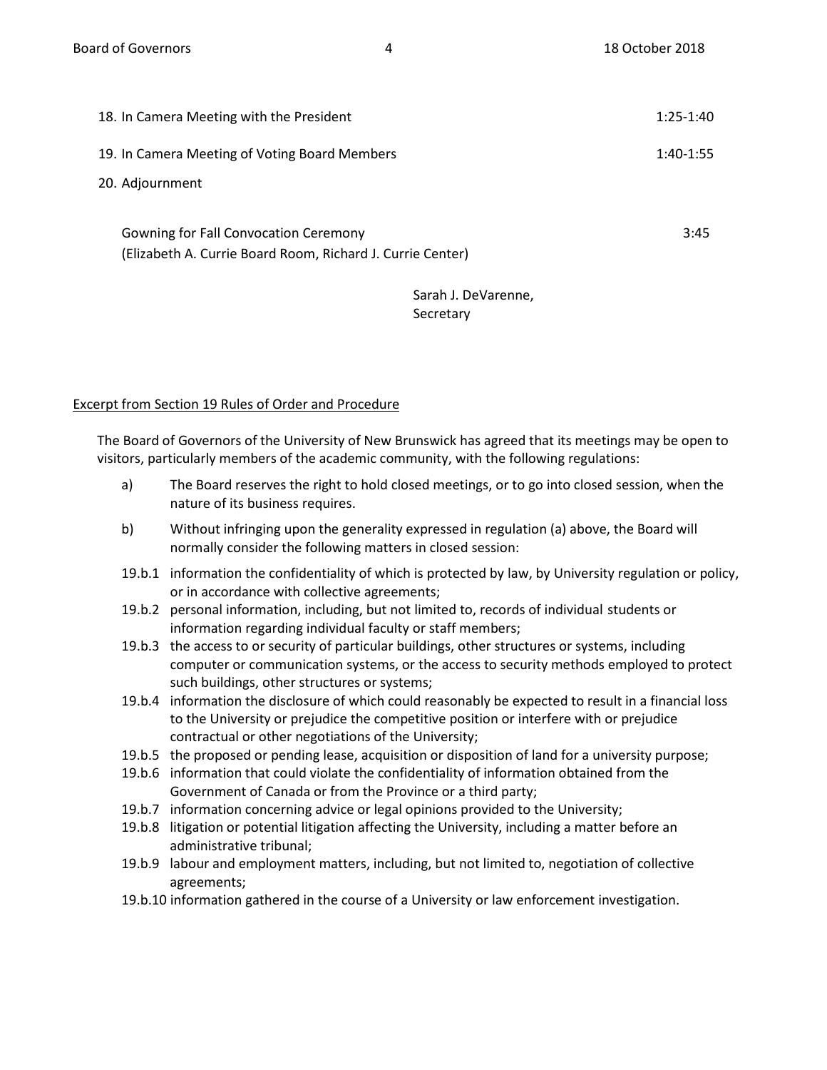18. In Camera Meeting with the President 1:25-1:40

19. In Camera Meeting of Voting Board Members 1:40-1:55

20. Adjournment

Gowning for Fall Convocation Ceremony 3:45
(Elizabeth A. Currie Board Room, Richard J. Currie Center)

Sarah J. DeVarenne,
Secretary

Excerpt from Section 19 Rules of Order and Procedure

The Board of Governors of the University of New Brunswick has agreed that its meetings may be open to visitors, particularly members of the academic community, with the following regulations:

a) The Board reserves the right to hold closed meetings, or to go into closed session, when the nature of its business requires.

b) Without infringing upon the generality expressed in regulation (a) above, the Board will normally consider the following matters in closed session:

19.b.1 information the confidentiality of which is protected by law, by University regulation or policy, or in accordance with collective agreements;
19.b.2 personal information, including, but not limited to, records of individual students or information regarding individual faculty or staff members;
19.b.3 the access to or security of particular buildings, other structures or systems, including computer or communication systems, or the access to security methods employed to protect such buildings, other structures or systems;
19.b.4 information the disclosure of which could reasonably be expected to result in a financial loss to the University or prejudice the competitive position or interfere with or prejudice contractual or other negotiations of the University;
19.b.5 the proposed or pending lease, acquisition or disposition of land for a university purpose;
19.b.6 information that could violate the confidentiality of information obtained from the Government of Canada or from the Province or a third party;
19.b.7 information concerning advice or legal opinions provided to the University;
19.b.8 litigation or potential litigation affecting the University, including a matter before an administrative tribunal;
19.b.9 labour and employment matters, including, but not limited to, negotiation of collective agreements;
19.b.10 information gathered in the course of a University or law enforcement investigation.